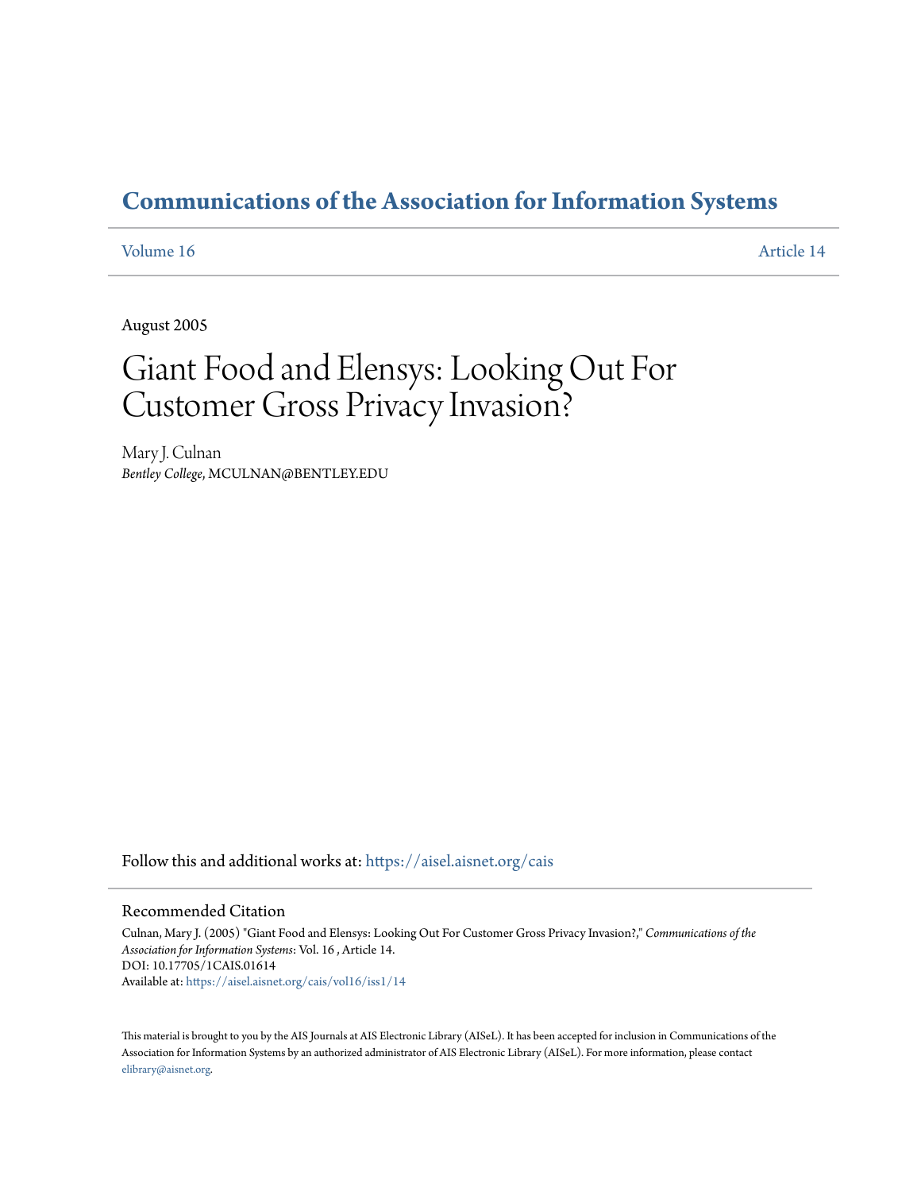# Communications of the Association for Information Systems

Volume 16 Article 14

August 2005

# Giant Food and Elensys: Looking Out For Customer Gross Privacy Invasion?

Mary J. Culnan
*Bentley College*, MCULNAN@BENTLEY.EDU

Follow this and additional works at: https://aisel.aisnet.org/cais

## Recommended Citation

Culnan, Mary J. (2005) "Giant Food and Elensys: Looking Out For Customer Gross Privacy Invasion?," *Communications of the Association for Information Systems*: Vol. 16 , Article 14.
DOI: 10.17705/1CAIS.01614
Available at: https://aisel.aisnet.org/cais/vol16/iss1/14

This material is brought to you by the AIS Journals at AIS Electronic Library (AISeL). It has been accepted for inclusion in Communications of the Association for Information Systems by an authorized administrator of AIS Electronic Library (AISeL). For more information, please contact elibrary@aisnet.org.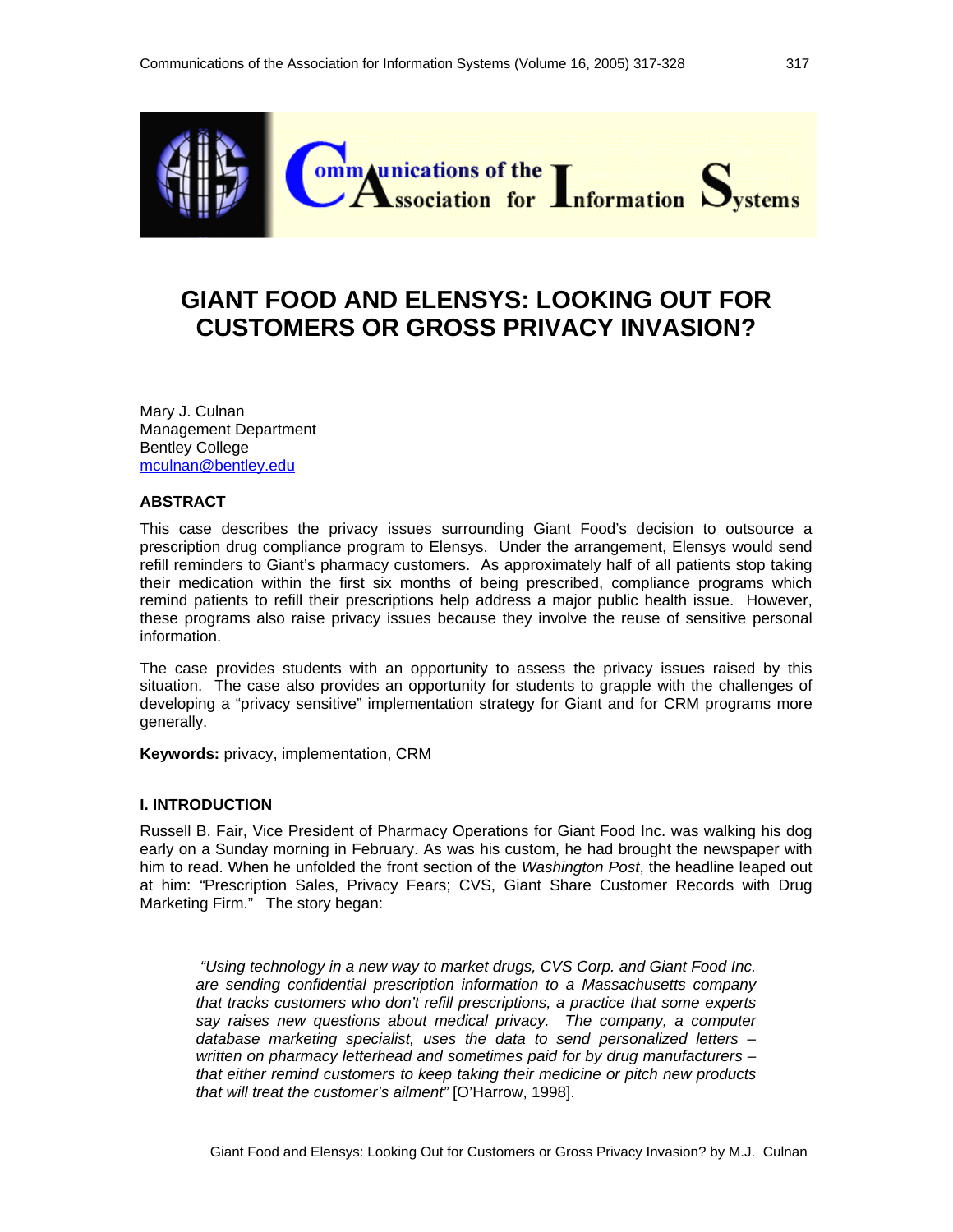# GIANT FOOD AND ELENSYS: LOOKING OUT FOR CUSTOMERS OR GROSS PRIVACY INVASION?

Mary J. Culnan
Management Department
Bentley College
mculnan@bentley.edu

## ABSTRACT

This case describes the privacy issues surrounding Giant Food's decision to outsource a prescription drug compliance program to Elensys. Under the arrangement, Elensys would send refill reminders to Giant's pharmacy customers. As approximately half of all patients stop taking their medication within the first six months of being prescribed, compliance programs which remind patients to refill their prescriptions help address a major public health issue. However, these programs also raise privacy issues because they involve the reuse of sensitive personal information.

The case provides students with an opportunity to assess the privacy issues raised by this situation. The case also provides an opportunity for students to grapple with the challenges of developing a "privacy sensitive" implementation strategy for Giant and for CRM programs more generally.

**Keywords:** privacy, implementation, CRM

## I. INTRODUCTION

Russell B. Fair, Vice President of Pharmacy Operations for Giant Food Inc. was walking his dog early on a Sunday morning in February. As was his custom, he had brought the newspaper with him to read. When he unfolded the front section of the *Washington Post*, the headline leaped out at him: "Prescription Sales, Privacy Fears; CVS, Giant Share Customer Records with Drug Marketing Firm." The story began:

> *"Using technology in a new way to market drugs, CVS Corp. and Giant Food Inc. are sending confidential prescription information to a Massachusetts company that tracks customers who don't refill prescriptions, a practice that some experts say raises new questions about medical privacy. The company, a computer database marketing specialist, uses the data to send personalized letters – written on pharmacy letterhead and sometimes paid for by drug manufacturers – that either remind customers to keep taking their medicine or pitch new products that will treat the customer's ailment"* [O'Harrow, 1998].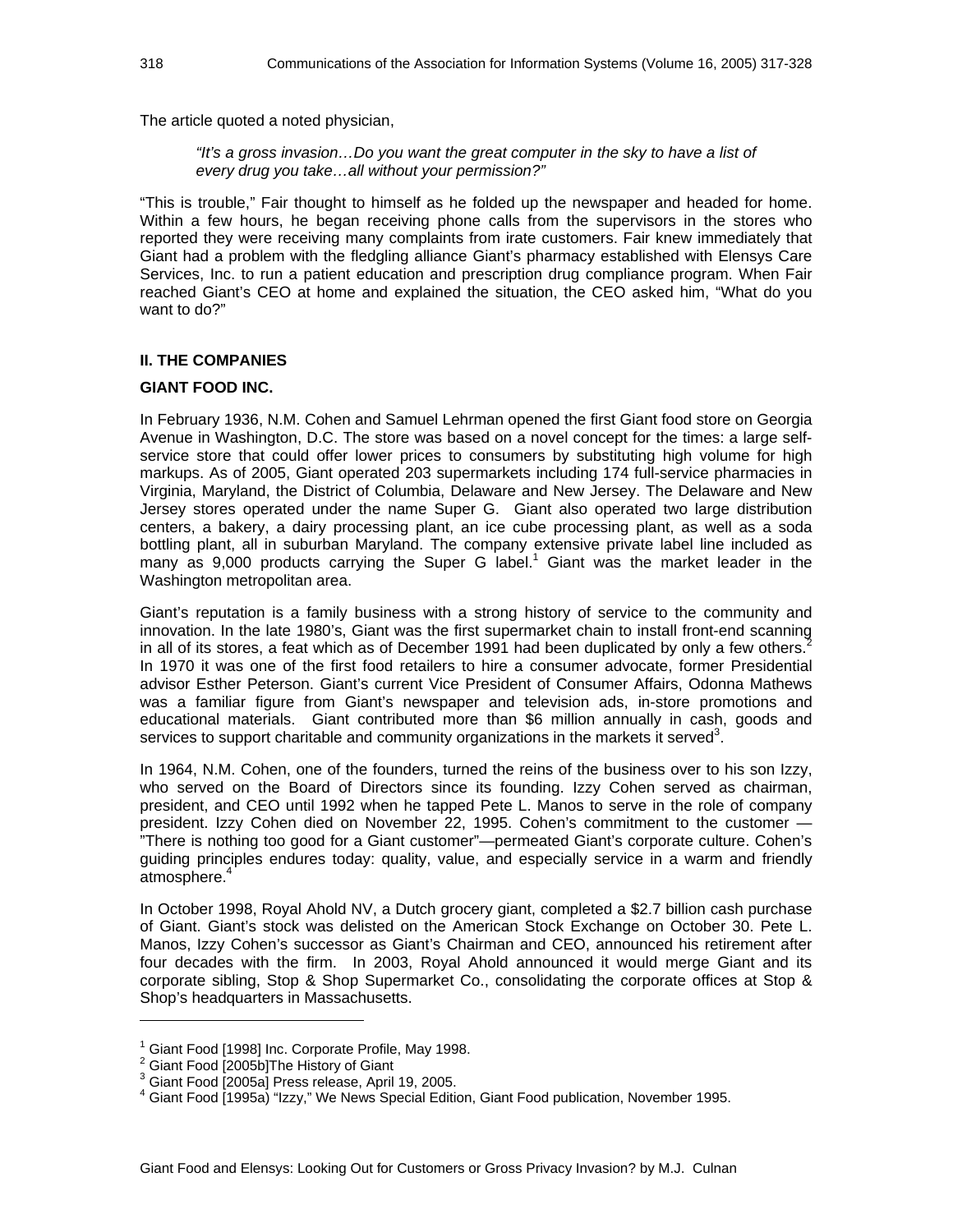The article quoted a noted physician,

> *"It's a gross invasion…Do you want the great computer in the sky to have a list of every drug you take…all without your permission?"*

"This is trouble," Fair thought to himself as he folded up the newspaper and headed for home. Within a few hours, he began receiving phone calls from the supervisors in the stores who reported they were receiving many complaints from irate customers. Fair knew immediately that Giant had a problem with the fledgling alliance Giant's pharmacy established with Elensys Care Services, Inc. to run a patient education and prescription drug compliance program. When Fair reached Giant's CEO at home and explained the situation, the CEO asked him, "What do you want to do?"

## II. THE COMPANIES

### GIANT FOOD INC.

In February 1936, N.M. Cohen and Samuel Lehrman opened the first Giant food store on Georgia Avenue in Washington, D.C. The store was based on a novel concept for the times: a large self-service store that could offer lower prices to consumers by substituting high volume for high markups. As of 2005, Giant operated 203 supermarkets including 174 full-service pharmacies in Virginia, Maryland, the District of Columbia, Delaware and New Jersey. The Delaware and New Jersey stores operated under the name Super G. Giant also operated two large distribution centers, a bakery, a dairy processing plant, an ice cube processing plant, as well as a soda bottling plant, all in suburban Maryland. The company extensive private label line included as many as 9,000 products carrying the Super G label.[1] Giant was the market leader in the Washington metropolitan area.

Giant's reputation is a family business with a strong history of service to the community and innovation. In the late 1980's, Giant was the first supermarket chain to install front-end scanning in all of its stores, a feat which as of December 1991 had been duplicated by only a few others.[2] In 1970 it was one of the first food retailers to hire a consumer advocate, former Presidential advisor Esther Peterson. Giant's current Vice President of Consumer Affairs, Odonna Mathews was a familiar figure from Giant's newspaper and television ads, in-store promotions and educational materials. Giant contributed more than $6 million annually in cash, goods and services to support charitable and community organizations in the markets it served[3].

In 1964, N.M. Cohen, one of the founders, turned the reins of the business over to his son Izzy, who served on the Board of Directors since its founding. Izzy Cohen served as chairman, president, and CEO until 1992 when he tapped Pete L. Manos to serve in the role of company president. Izzy Cohen died on November 22, 1995. Cohen's commitment to the customer — "There is nothing too good for a Giant customer"—permeated Giant's corporate culture. Cohen's guiding principles endures today: quality, value, and especially service in a warm and friendly atmosphere.[4]

In October 1998, Royal Ahold NV, a Dutch grocery giant, completed a $2.7 billion cash purchase of Giant. Giant's stock was delisted on the American Stock Exchange on October 30. Pete L. Manos, Izzy Cohen's successor as Giant's Chairman and CEO, announced his retirement after four decades with the firm. In 2003, Royal Ahold announced it would merge Giant and its corporate sibling, Stop & Shop Supermarket Co., consolidating the corporate offices at Stop & Shop's headquarters in Massachusetts.

---

[1] Giant Food [1998] Inc. Corporate Profile, May 1998.
[2] Giant Food [2005b]The History of Giant
[3] Giant Food [2005a] Press release, April 19, 2005.
[4] Giant Food [1995a) "Izzy," We News Special Edition, Giant Food publication, November 1995.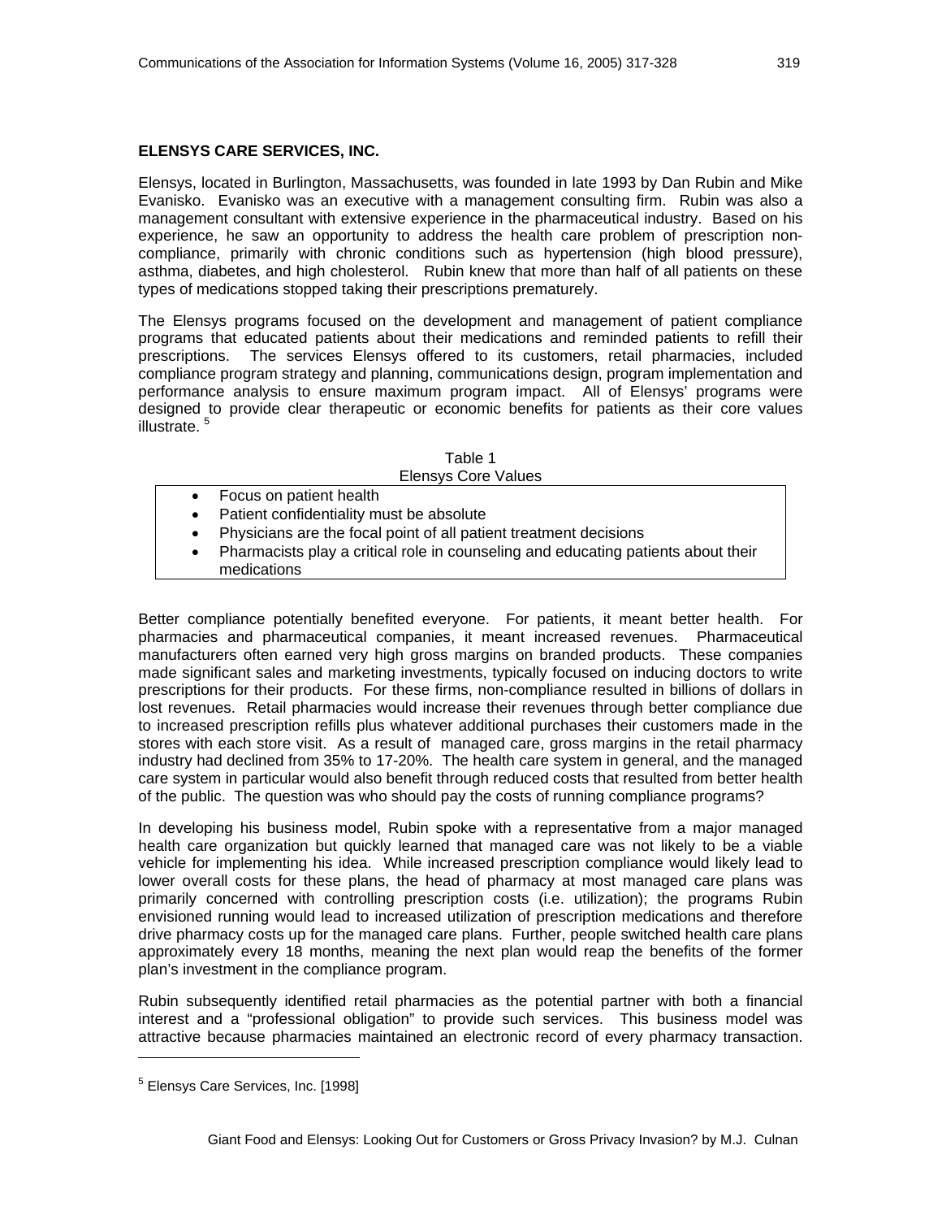**ELENSYS CARE SERVICES, INC.**

Elensys, located in Burlington, Massachusetts, was founded in late 1993 by Dan Rubin and Mike Evanisko. Evanisko was an executive with a management consulting firm. Rubin was also a management consultant with extensive experience in the pharmaceutical industry. Based on his experience, he saw an opportunity to address the health care problem of prescription non-compliance, primarily with chronic conditions such as hypertension (high blood pressure), asthma, diabetes, and high cholesterol. Rubin knew that more than half of all patients on these types of medications stopped taking their prescriptions prematurely.

The Elensys programs focused on the development and management of patient compliance programs that educated patients about their medications and reminded patients to refill their prescriptions. The services Elensys offered to its customers, retail pharmacies, included compliance program strategy and planning, communications design, program implementation and performance analysis to ensure maximum program impact. All of Elensys' programs were designed to provide clear therapeutic or economic benefits for patients as their core values illustrate. [5]

Table 1
Elensys Core Values

- Focus on patient health
- Patient confidentiality must be absolute
- Physicians are the focal point of all patient treatment decisions
- Pharmacists play a critical role in counseling and educating patients about their medications

Better compliance potentially benefited everyone. For patients, it meant better health. For pharmacies and pharmaceutical companies, it meant increased revenues. Pharmaceutical manufacturers often earned very high gross margins on branded products. These companies made significant sales and marketing investments, typically focused on inducing doctors to write prescriptions for their products. For these firms, non-compliance resulted in billions of dollars in lost revenues. Retail pharmacies would increase their revenues through better compliance due to increased prescription refills plus whatever additional purchases their customers made in the stores with each store visit. As a result of managed care, gross margins in the retail pharmacy industry had declined from 35% to 17-20%. The health care system in general, and the managed care system in particular would also benefit through reduced costs that resulted from better health of the public. The question was who should pay the costs of running compliance programs?

In developing his business model, Rubin spoke with a representative from a major managed health care organization but quickly learned that managed care was not likely to be a viable vehicle for implementing his idea. While increased prescription compliance would likely lead to lower overall costs for these plans, the head of pharmacy at most managed care plans was primarily concerned with controlling prescription costs (i.e. utilization); the programs Rubin envisioned running would lead to increased utilization of prescription medications and therefore drive pharmacy costs up for the managed care plans. Further, people switched health care plans approximately every 18 months, meaning the next plan would reap the benefits of the former plan's investment in the compliance program.

Rubin subsequently identified retail pharmacies as the potential partner with both a financial interest and a "professional obligation" to provide such services. This business model was attractive because pharmacies maintained an electronic record of every pharmacy transaction.

[5] Elensys Care Services, Inc. [1998]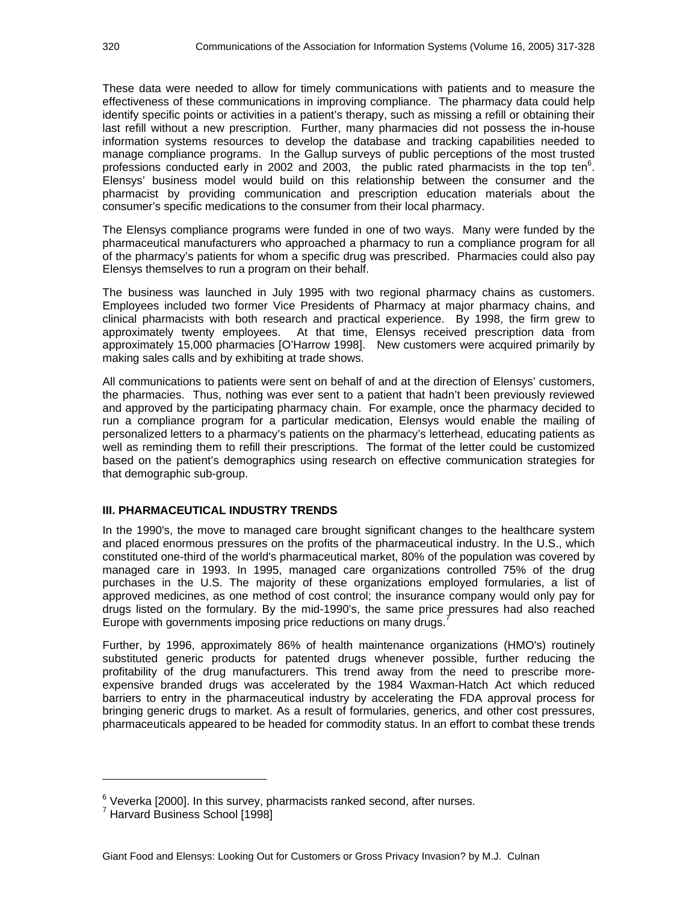These data were needed to allow for timely communications with patients and to measure the effectiveness of these communications in improving compliance. The pharmacy data could help identify specific points or activities in a patient's therapy, such as missing a refill or obtaining their last refill without a new prescription. Further, many pharmacies did not possess the in-house information systems resources to develop the database and tracking capabilities needed to manage compliance programs. In the Gallup surveys of public perceptions of the most trusted professions conducted early in 2002 and 2003, the public rated pharmacists in the top ten[6]. Elensys' business model would build on this relationship between the consumer and the pharmacist by providing communication and prescription education materials about the consumer's specific medications to the consumer from their local pharmacy.

The Elensys compliance programs were funded in one of two ways. Many were funded by the pharmaceutical manufacturers who approached a pharmacy to run a compliance program for all of the pharmacy's patients for whom a specific drug was prescribed. Pharmacies could also pay Elensys themselves to run a program on their behalf.

The business was launched in July 1995 with two regional pharmacy chains as customers. Employees included two former Vice Presidents of Pharmacy at major pharmacy chains, and clinical pharmacists with both research and practical experience. By 1998, the firm grew to approximately twenty employees. At that time, Elensys received prescription data from approximately 15,000 pharmacies [O'Harrow 1998]. New customers were acquired primarily by making sales calls and by exhibiting at trade shows.

All communications to patients were sent on behalf of and at the direction of Elensys' customers, the pharmacies. Thus, nothing was ever sent to a patient that hadn't been previously reviewed and approved by the participating pharmacy chain. For example, once the pharmacy decided to run a compliance program for a particular medication, Elensys would enable the mailing of personalized letters to a pharmacy's patients on the pharmacy's letterhead, educating patients as well as reminding them to refill their prescriptions. The format of the letter could be customized based on the patient's demographics using research on effective communication strategies for that demographic sub-group.

### III. PHARMACEUTICAL INDUSTRY TRENDS

In the 1990's, the move to managed care brought significant changes to the healthcare system and placed enormous pressures on the profits of the pharmaceutical industry. In the U.S., which constituted one-third of the world's pharmaceutical market, 80% of the population was covered by managed care in 1993. In 1995, managed care organizations controlled 75% of the drug purchases in the U.S. The majority of these organizations employed formularies, a list of approved medicines, as one method of cost control; the insurance company would only pay for drugs listed on the formulary. By the mid-1990's, the same price pressures had also reached Europe with governments imposing price reductions on many drugs.[7]

Further, by 1996, approximately 86% of health maintenance organizations (HMO's) routinely substituted generic products for patented drugs whenever possible, further reducing the profitability of the drug manufacturers. This trend away from the need to prescribe more-expensive branded drugs was accelerated by the 1984 Waxman-Hatch Act which reduced barriers to entry in the pharmaceutical industry by accelerating the FDA approval process for bringing generic drugs to market. As a result of formularies, generics, and other cost pressures, pharmaceuticals appeared to be headed for commodity status. In an effort to combat these trends

---

[6] Veverka [2000]. In this survey, pharmacists ranked second, after nurses.

[7] Harvard Business School [1998]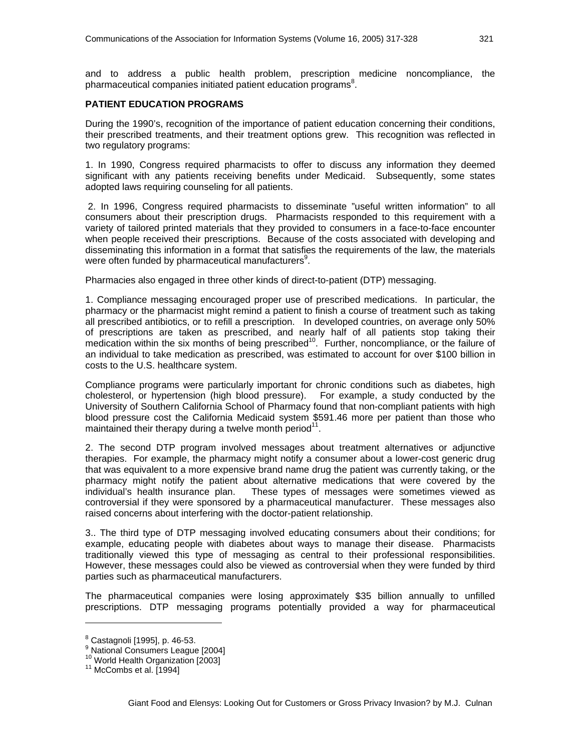and to address a public health problem, prescription medicine noncompliance, the pharmaceutical companies initiated patient education programs[8].

**PATIENT EDUCATION PROGRAMS**

During the 1990's, recognition of the importance of patient education concerning their conditions, their prescribed treatments, and their treatment options grew. This recognition was reflected in two regulatory programs:

1. In 1990, Congress required pharmacists to offer to discuss any information they deemed significant with any patients receiving benefits under Medicaid. Subsequently, some states adopted laws requiring counseling for all patients.

2. In 1996, Congress required pharmacists to disseminate "useful written information" to all consumers about their prescription drugs. Pharmacists responded to this requirement with a variety of tailored printed materials that they provided to consumers in a face-to-face encounter when people received their prescriptions. Because of the costs associated with developing and disseminating this information in a format that satisfies the requirements of the law, the materials were often funded by pharmaceutical manufacturers[9].

Pharmacies also engaged in three other kinds of direct-to-patient (DTP) messaging.

1. Compliance messaging encouraged proper use of prescribed medications. In particular, the pharmacy or the pharmacist might remind a patient to finish a course of treatment such as taking all prescribed antibiotics, or to refill a prescription. In developed countries, on average only 50% of prescriptions are taken as prescribed, and nearly half of all patients stop taking their medication within the six months of being prescribed[10]. Further, noncompliance, or the failure of an individual to take medication as prescribed, was estimated to account for over $100 billion in costs to the U.S. healthcare system.

Compliance programs were particularly important for chronic conditions such as diabetes, high cholesterol, or hypertension (high blood pressure). For example, a study conducted by the University of Southern California School of Pharmacy found that non-compliant patients with high blood pressure cost the California Medicaid system $591.46 more per patient than those who maintained their therapy during a twelve month period[11].

2. The second DTP program involved messages about treatment alternatives or adjunctive therapies. For example, the pharmacy might notify a consumer about a lower-cost generic drug that was equivalent to a more expensive brand name drug the patient was currently taking, or the pharmacy might notify the patient about alternative medications that were covered by the individual's health insurance plan. These types of messages were sometimes viewed as controversial if they were sponsored by a pharmaceutical manufacturer. These messages also raised concerns about interfering with the doctor-patient relationship.

3.. The third type of DTP messaging involved educating consumers about their conditions; for example, educating people with diabetes about ways to manage their disease. Pharmacists traditionally viewed this type of messaging as central to their professional responsibilities. However, these messages could also be viewed as controversial when they were funded by third parties such as pharmaceutical manufacturers.

The pharmaceutical companies were losing approximately $35 billion annually to unfilled prescriptions. DTP messaging programs potentially provided a way for pharmaceutical

---

[8] Castagnoli [1995], p. 46-53.
[9] National Consumers League [2004]
[10] World Health Organization [2003]
[11] McCombs et al. [1994]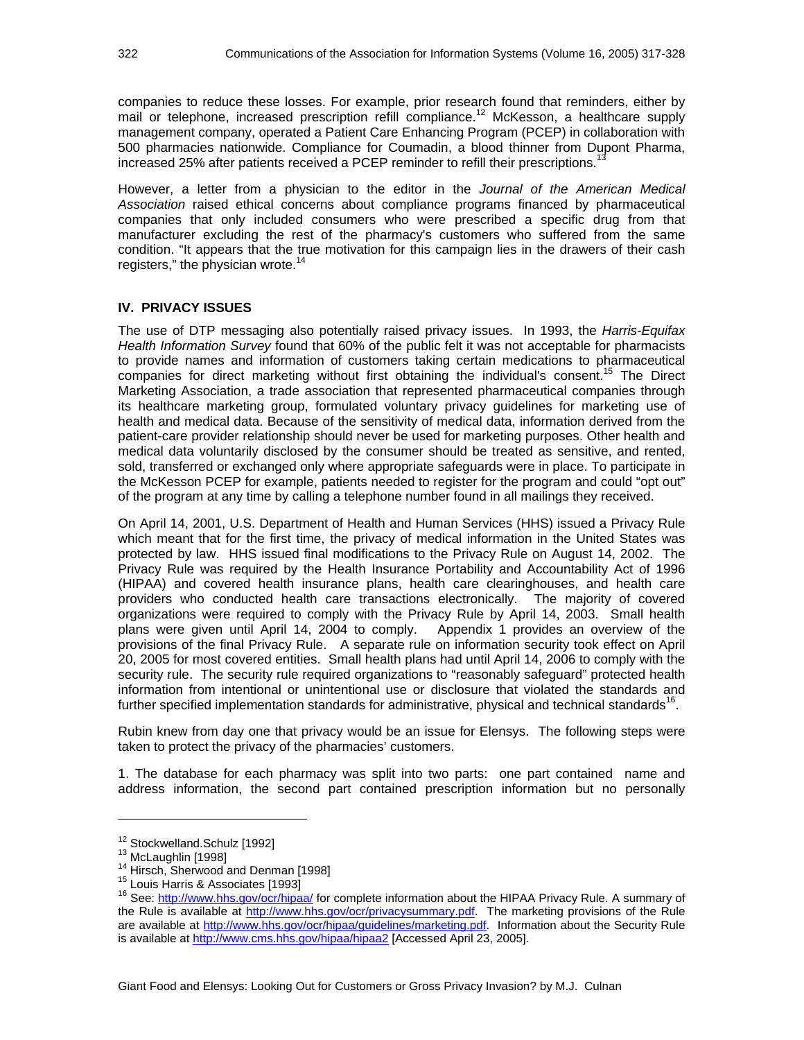companies to reduce these losses. For example, prior research found that reminders, either by mail or telephone, increased prescription refill compliance.[12] McKesson, a healthcare supply management company, operated a Patient Care Enhancing Program (PCEP) in collaboration with 500 pharmacies nationwide. Compliance for Coumadin, a blood thinner from Dupont Pharma, increased 25% after patients received a PCEP reminder to refill their prescriptions.[13]

However, a letter from a physician to the editor in the *Journal of the American Medical Association* raised ethical concerns about compliance programs financed by pharmaceutical companies that only included consumers who were prescribed a specific drug from that manufacturer excluding the rest of the pharmacy's customers who suffered from the same condition. "It appears that the true motivation for this campaign lies in the drawers of their cash registers," the physician wrote.[14]

## IV. PRIVACY ISSUES

The use of DTP messaging also potentially raised privacy issues. In 1993, the *Harris-Equifax Health Information Survey* found that 60% of the public felt it was not acceptable for pharmacists to provide names and information of customers taking certain medications to pharmaceutical companies for direct marketing without first obtaining the individual's consent.[15] The Direct Marketing Association, a trade association that represented pharmaceutical companies through its healthcare marketing group, formulated voluntary privacy guidelines for marketing use of health and medical data. Because of the sensitivity of medical data, information derived from the patient-care provider relationship should never be used for marketing purposes. Other health and medical data voluntarily disclosed by the consumer should be treated as sensitive, and rented, sold, transferred or exchanged only where appropriate safeguards were in place. To participate in the McKesson PCEP for example, patients needed to register for the program and could "opt out" of the program at any time by calling a telephone number found in all mailings they received.

On April 14, 2001, U.S. Department of Health and Human Services (HHS) issued a Privacy Rule which meant that for the first time, the privacy of medical information in the United States was protected by law. HHS issued final modifications to the Privacy Rule on August 14, 2002. The Privacy Rule was required by the Health Insurance Portability and Accountability Act of 1996 (HIPAA) and covered health insurance plans, health care clearinghouses, and health care providers who conducted health care transactions electronically. The majority of covered organizations were required to comply with the Privacy Rule by April 14, 2003. Small health plans were given until April 14, 2004 to comply. Appendix 1 provides an overview of the provisions of the final Privacy Rule. A separate rule on information security took effect on April 20, 2005 for most covered entities. Small health plans had until April 14, 2006 to comply with the security rule. The security rule required organizations to "reasonably safeguard" protected health information from intentional or unintentional use or disclosure that violated the standards and further specified implementation standards for administrative, physical and technical standards[16].

Rubin knew from day one that privacy would be an issue for Elensys. The following steps were taken to protect the privacy of the pharmacies' customers.

1. The database for each pharmacy was split into two parts: one part contained name and address information, the second part contained prescription information but no personally

---

[12] Stockwelland.Schulz [1992]

[13] McLaughlin [1998]

[14] Hirsch, Sherwood and Denman [1998]

[15] Louis Harris & Associates [1993]

[16] See: http://www.hhs.gov/ocr/hipaa/ for complete information about the HIPAA Privacy Rule. A summary of the Rule is available at http://www.hhs.gov/ocr/privacysummary.pdf. The marketing provisions of the Rule are available at http://www.hhs.gov/ocr/hipaa/guidelines/marketing.pdf. Information about the Security Rule is available at http://www.cms.hhs.gov/hipaa/hipaa2 [Accessed April 23, 2005].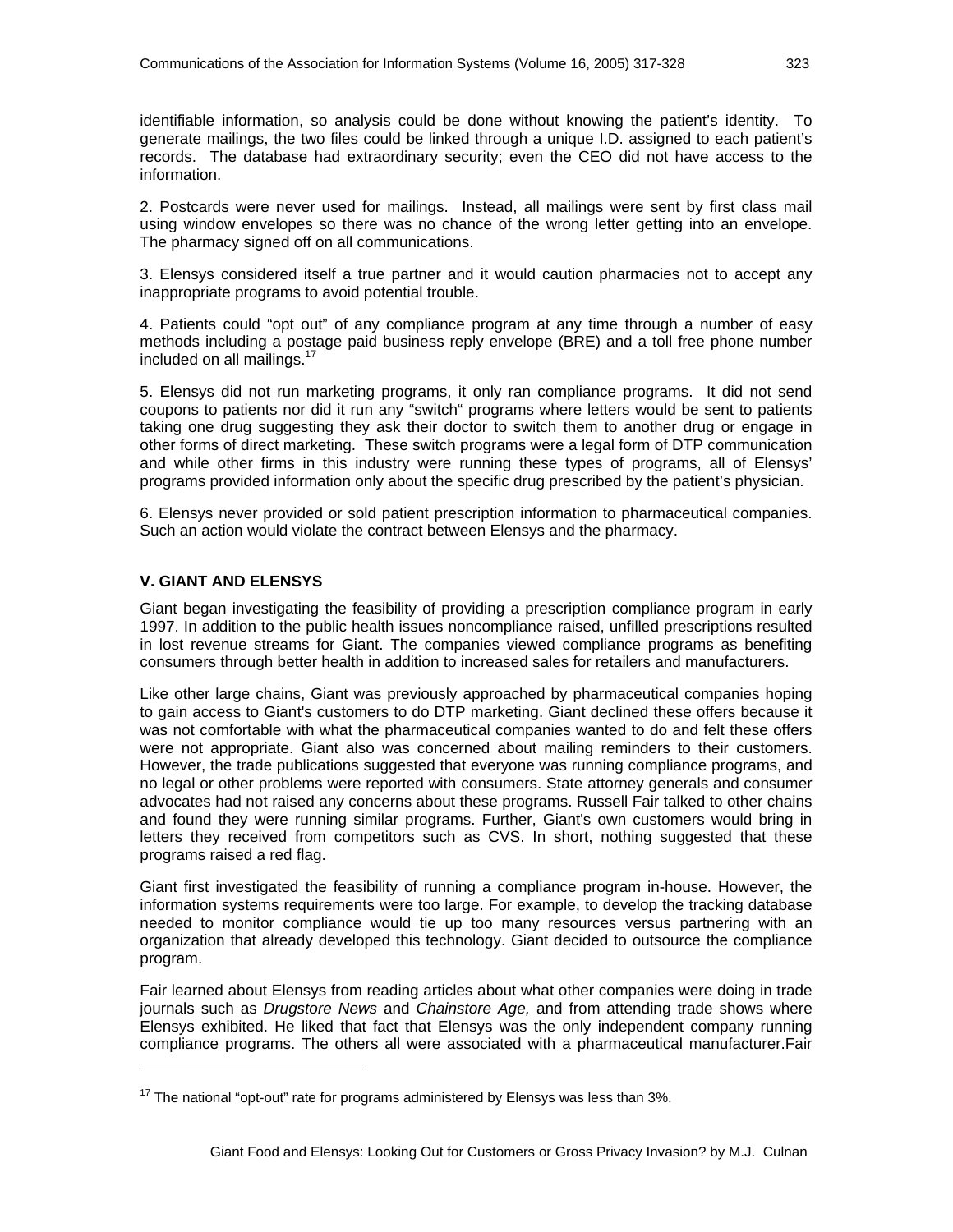identifiable information, so analysis could be done without knowing the patient's identity. To generate mailings, the two files could be linked through a unique I.D. assigned to each patient's records. The database had extraordinary security; even the CEO did not have access to the information.

2. Postcards were never used for mailings. Instead, all mailings were sent by first class mail using window envelopes so there was no chance of the wrong letter getting into an envelope. The pharmacy signed off on all communications.

3. Elensys considered itself a true partner and it would caution pharmacies not to accept any inappropriate programs to avoid potential trouble.

4. Patients could "opt out" of any compliance program at any time through a number of easy methods including a postage paid business reply envelope (BRE) and a toll free phone number included on all mailings.[17]

5. Elensys did not run marketing programs, it only ran compliance programs. It did not send coupons to patients nor did it run any "switch" programs where letters would be sent to patients taking one drug suggesting they ask their doctor to switch them to another drug or engage in other forms of direct marketing. These switch programs were a legal form of DTP communication and while other firms in this industry were running these types of programs, all of Elensys' programs provided information only about the specific drug prescribed by the patient's physician.

6. Elensys never provided or sold patient prescription information to pharmaceutical companies. Such an action would violate the contract between Elensys and the pharmacy.

## V. GIANT AND ELENSYS

Giant began investigating the feasibility of providing a prescription compliance program in early 1997. In addition to the public health issues noncompliance raised, unfilled prescriptions resulted in lost revenue streams for Giant. The companies viewed compliance programs as benefiting consumers through better health in addition to increased sales for retailers and manufacturers.

Like other large chains, Giant was previously approached by pharmaceutical companies hoping to gain access to Giant's customers to do DTP marketing. Giant declined these offers because it was not comfortable with what the pharmaceutical companies wanted to do and felt these offers were not appropriate. Giant also was concerned about mailing reminders to their customers. However, the trade publications suggested that everyone was running compliance programs, and no legal or other problems were reported with consumers. State attorney generals and consumer advocates had not raised any concerns about these programs. Russell Fair talked to other chains and found they were running similar programs. Further, Giant's own customers would bring in letters they received from competitors such as CVS. In short, nothing suggested that these programs raised a red flag.

Giant first investigated the feasibility of running a compliance program in-house. However, the information systems requirements were too large. For example, to develop the tracking database needed to monitor compliance would tie up too many resources versus partnering with an organization that already developed this technology. Giant decided to outsource the compliance program.

Fair learned about Elensys from reading articles about what other companies were doing in trade journals such as *Drugstore News* and *Chainstore Age,* and from attending trade shows where Elensys exhibited. He liked that fact that Elensys was the only independent company running compliance programs. The others all were associated with a pharmaceutical manufacturer.Fair

---

[17] The national "opt-out" rate for programs administered by Elensys was less than 3%.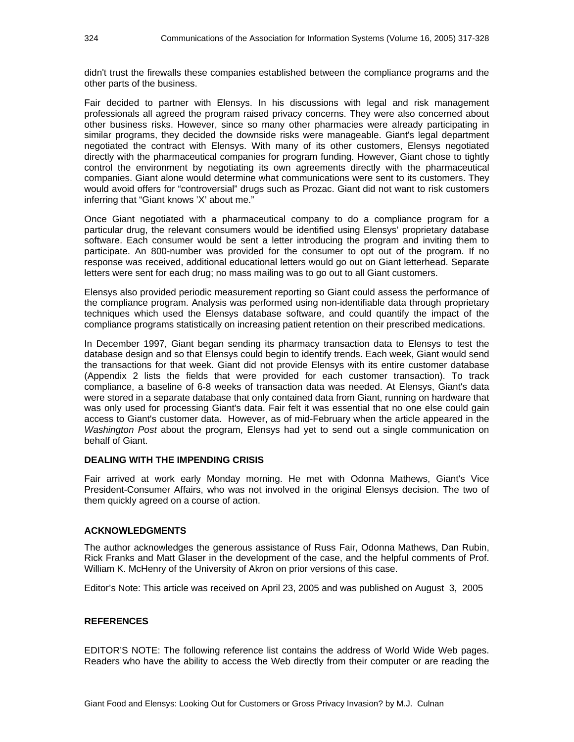didn't trust the firewalls these companies established between the compliance programs and the other parts of the business.

Fair decided to partner with Elensys. In his discussions with legal and risk management professionals all agreed the program raised privacy concerns. They were also concerned about other business risks. However, since so many other pharmacies were already participating in similar programs, they decided the downside risks were manageable. Giant's legal department negotiated the contract with Elensys. With many of its other customers, Elensys negotiated directly with the pharmaceutical companies for program funding. However, Giant chose to tightly control the environment by negotiating its own agreements directly with the pharmaceutical companies. Giant alone would determine what communications were sent to its customers. They would avoid offers for "controversial" drugs such as Prozac. Giant did not want to risk customers inferring that "Giant knows 'X' about me."

Once Giant negotiated with a pharmaceutical company to do a compliance program for a particular drug, the relevant consumers would be identified using Elensys' proprietary database software. Each consumer would be sent a letter introducing the program and inviting them to participate. An 800-number was provided for the consumer to opt out of the program. If no response was received, additional educational letters would go out on Giant letterhead. Separate letters were sent for each drug; no mass mailing was to go out to all Giant customers.

Elensys also provided periodic measurement reporting so Giant could assess the performance of the compliance program. Analysis was performed using non-identifiable data through proprietary techniques which used the Elensys database software, and could quantify the impact of the compliance programs statistically on increasing patient retention on their prescribed medications.

In December 1997, Giant began sending its pharmacy transaction data to Elensys to test the database design and so that Elensys could begin to identify trends. Each week, Giant would send the transactions for that week. Giant did not provide Elensys with its entire customer database (Appendix 2 lists the fields that were provided for each customer transaction). To track compliance, a baseline of 6-8 weeks of transaction data was needed. At Elensys, Giant's data were stored in a separate database that only contained data from Giant, running on hardware that was only used for processing Giant's data. Fair felt it was essential that no one else could gain access to Giant's customer data. However, as of mid-February when the article appeared in the *Washington Post* about the program, Elensys had yet to send out a single communication on behalf of Giant.

### DEALING WITH THE IMPENDING CRISIS

Fair arrived at work early Monday morning. He met with Odonna Mathews, Giant's Vice President-Consumer Affairs, who was not involved in the original Elensys decision. The two of them quickly agreed on a course of action.

### ACKNOWLEDGMENTS

The author acknowledges the generous assistance of Russ Fair, Odonna Mathews, Dan Rubin, Rick Franks and Matt Glaser in the development of the case, and the helpful comments of Prof. William K. McHenry of the University of Akron on prior versions of this case.

Editor's Note: This article was received on April 23, 2005 and was published on August 3, 2005

### REFERENCES

EDITOR'S NOTE: The following reference list contains the address of World Wide Web pages. Readers who have the ability to access the Web directly from their computer or are reading the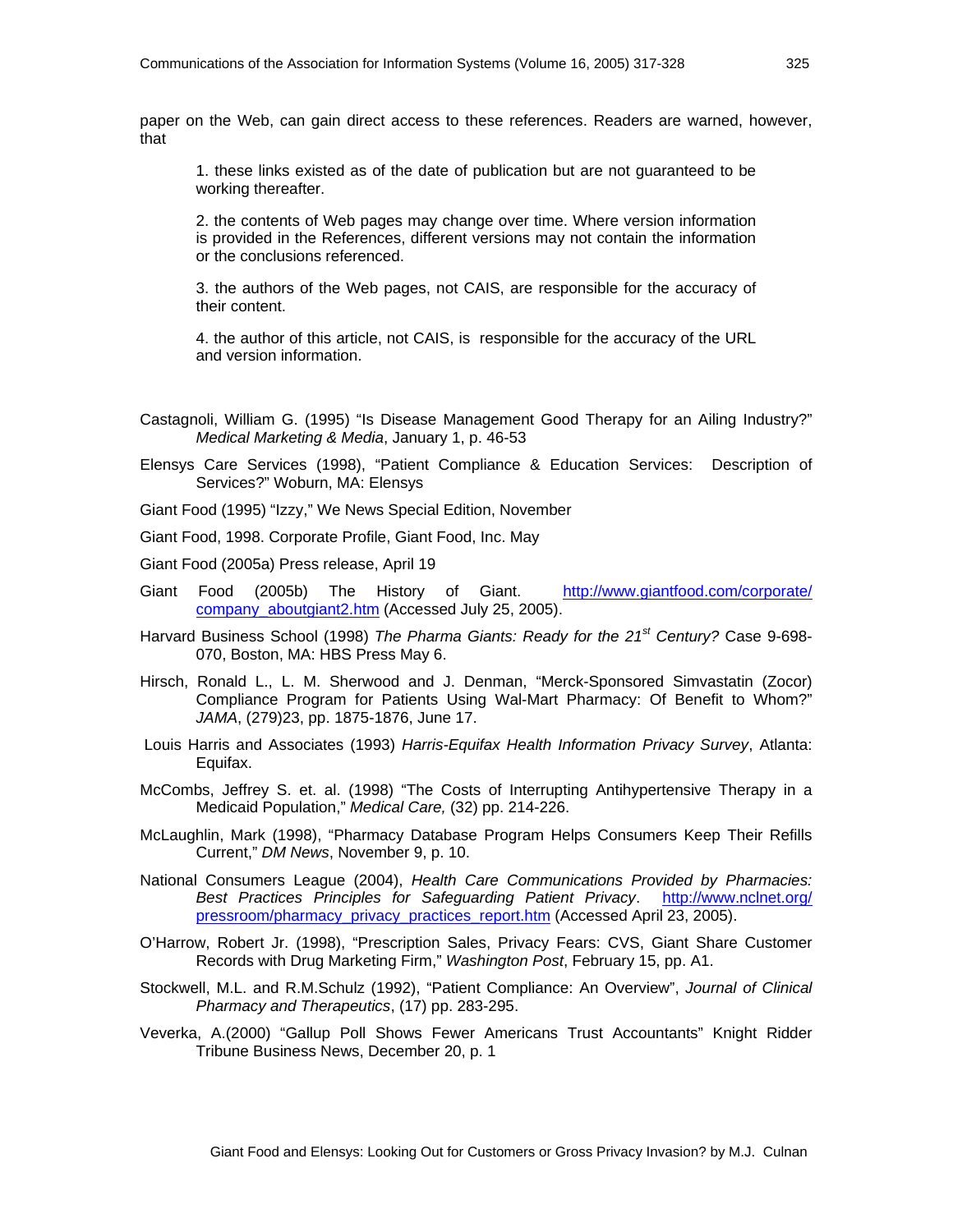paper on the Web, can gain direct access to these references. Readers are warned, however, that

1. these links existed as of the date of publication but are not guaranteed to be working thereafter.

2. the contents of Web pages may change over time. Where version information is provided in the References, different versions may not contain the information or the conclusions referenced.

3. the authors of the Web pages, not CAIS, are responsible for the accuracy of their content.

4. the author of this article, not CAIS, is responsible for the accuracy of the URL and version information.

Castagnoli, William G. (1995) "Is Disease Management Good Therapy for an Ailing Industry?" *Medical Marketing & Media*, January 1, p. 46-53

Elensys Care Services (1998), "Patient Compliance & Education Services: Description of Services?" Woburn, MA: Elensys

Giant Food (1995) "Izzy," We News Special Edition, November

Giant Food, 1998. Corporate Profile, Giant Food, Inc. May

Giant Food (2005a) Press release, April 19

Giant Food (2005b) The History of Giant. http://www.giantfood.com/corporate/company_aboutgiant2.htm (Accessed July 25, 2005).

Harvard Business School (1998) *The Pharma Giants: Ready for the 21st Century?* Case 9-698-070, Boston, MA: HBS Press May 6.

Hirsch, Ronald L., L. M. Sherwood and J. Denman, "Merck-Sponsored Simvastatin (Zocor) Compliance Program for Patients Using Wal-Mart Pharmacy: Of Benefit to Whom?" *JAMA*, (279)23, pp. 1875-1876, June 17.

Louis Harris and Associates (1993) *Harris-Equifax Health Information Privacy Survey*, Atlanta: Equifax.

McCombs, Jeffrey S. et. al. (1998) "The Costs of Interrupting Antihypertensive Therapy in a Medicaid Population," *Medical Care,* (32) pp. 214-226.

McLaughlin, Mark (1998), "Pharmacy Database Program Helps Consumers Keep Their Refills Current," *DM News*, November 9, p. 10.

National Consumers League (2004), *Health Care Communications Provided by Pharmacies: Best Practices Principles for Safeguarding Patient Privacy*. http://www.nclnet.org/pressroom/pharmacy_privacy_practices_report.htm (Accessed April 23, 2005).

O'Harrow, Robert Jr. (1998), "Prescription Sales, Privacy Fears: CVS, Giant Share Customer Records with Drug Marketing Firm," *Washington Post*, February 15, pp. A1.

Stockwell, M.L. and R.M.Schulz (1992), "Patient Compliance: An Overview", *Journal of Clinical Pharmacy and Therapeutics*, (17) pp. 283-295.

Veverka, A.(2000) "Gallup Poll Shows Fewer Americans Trust Accountants" Knight Ridder Tribune Business News, December 20, p. 1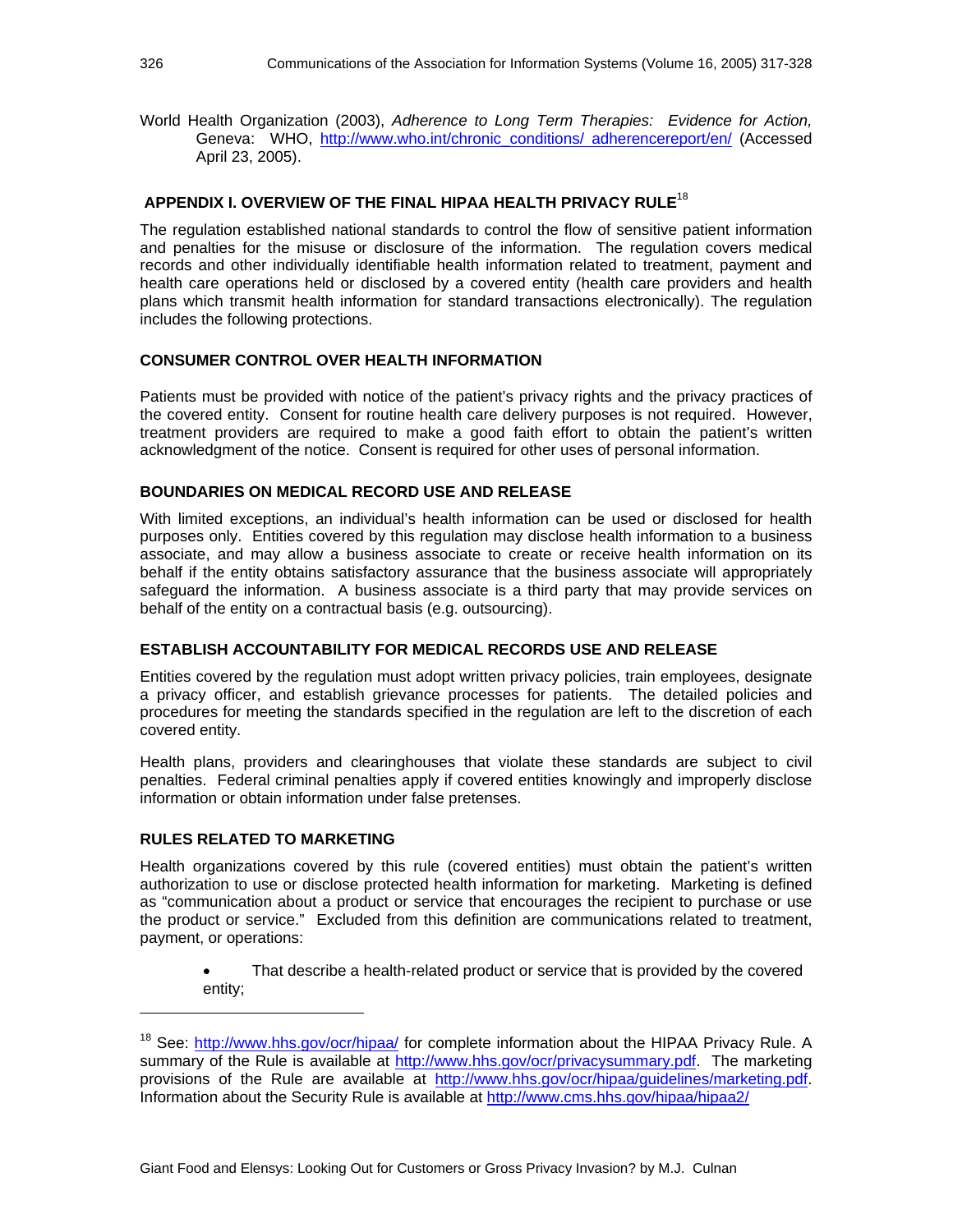World Health Organization (2003), *Adherence to Long Term Therapies: Evidence for Action,* Geneva: WHO, http://www.who.int/chronic_conditions/ adherencereport/en/ (Accessed April 23, 2005).

## APPENDIX I. OVERVIEW OF THE FINAL HIPAA HEALTH PRIVACY RULE[18]

The regulation established national standards to control the flow of sensitive patient information and penalties for the misuse or disclosure of the information. The regulation covers medical records and other individually identifiable health information related to treatment, payment and health care operations held or disclosed by a covered entity (health care providers and health plans which transmit health information for standard transactions electronically). The regulation includes the following protections.

### CONSUMER CONTROL OVER HEALTH INFORMATION

Patients must be provided with notice of the patient's privacy rights and the privacy practices of the covered entity. Consent for routine health care delivery purposes is not required. However, treatment providers are required to make a good faith effort to obtain the patient's written acknowledgment of the notice. Consent is required for other uses of personal information.

### BOUNDARIES ON MEDICAL RECORD USE AND RELEASE

With limited exceptions, an individual's health information can be used or disclosed for health purposes only. Entities covered by this regulation may disclose health information to a business associate, and may allow a business associate to create or receive health information on its behalf if the entity obtains satisfactory assurance that the business associate will appropriately safeguard the information. A business associate is a third party that may provide services on behalf of the entity on a contractual basis (e.g. outsourcing).

### ESTABLISH ACCOUNTABILITY FOR MEDICAL RECORDS USE AND RELEASE

Entities covered by the regulation must adopt written privacy policies, train employees, designate a privacy officer, and establish grievance processes for patients. The detailed policies and procedures for meeting the standards specified in the regulation are left to the discretion of each covered entity.

Health plans, providers and clearinghouses that violate these standards are subject to civil penalties. Federal criminal penalties apply if covered entities knowingly and improperly disclose information or obtain information under false pretenses.

### RULES RELATED TO MARKETING

Health organizations covered by this rule (covered entities) must obtain the patient's written authorization to use or disclose protected health information for marketing. Marketing is defined as "communication about a product or service that encourages the recipient to purchase or use the product or service." Excluded from this definition are communications related to treatment, payment, or operations:

- That describe a health-related product or service that is provided by the covered entity;

---

[18] See: http://www.hhs.gov/ocr/hipaa/ for complete information about the HIPAA Privacy Rule. A summary of the Rule is available at http://www.hhs.gov/ocr/privacysummary.pdf. The marketing provisions of the Rule are available at http://www.hhs.gov/ocr/hipaa/guidelines/marketing.pdf. Information about the Security Rule is available at http://www.cms.hhs.gov/hipaa/hipaa2/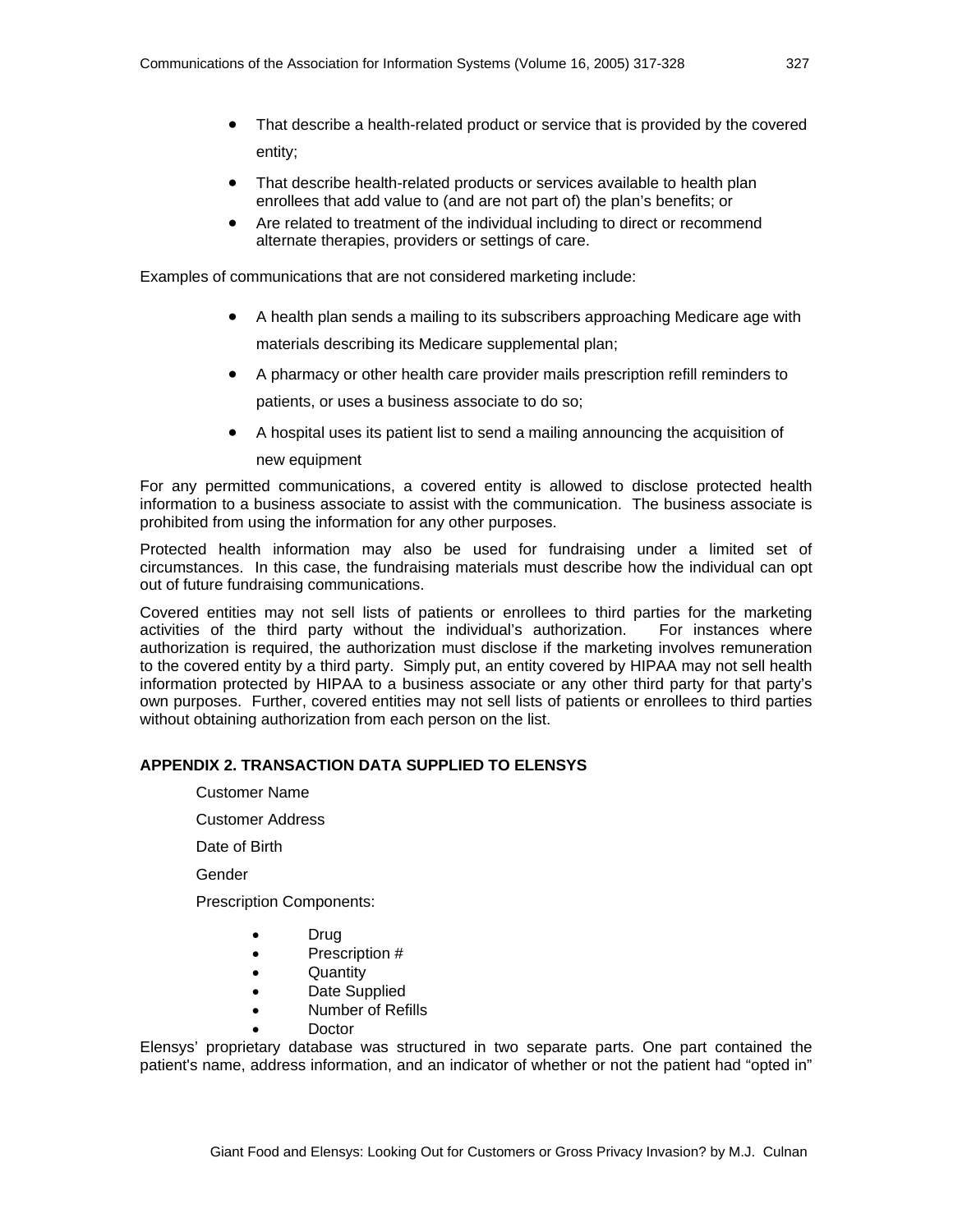- That describe a health-related product or service that is provided by the covered entity;
- That describe health-related products or services available to health plan enrollees that add value to (and are not part of) the plan's benefits; or
- Are related to treatment of the individual including to direct or recommend alternate therapies, providers or settings of care.

Examples of communications that are not considered marketing include:

- A health plan sends a mailing to its subscribers approaching Medicare age with materials describing its Medicare supplemental plan;
- A pharmacy or other health care provider mails prescription refill reminders to patients, or uses a business associate to do so;
- A hospital uses its patient list to send a mailing announcing the acquisition of new equipment

For any permitted communications, a covered entity is allowed to disclose protected health information to a business associate to assist with the communication. The business associate is prohibited from using the information for any other purposes.

Protected health information may also be used for fundraising under a limited set of circumstances. In this case, the fundraising materials must describe how the individual can opt out of future fundraising communications.

Covered entities may not sell lists of patients or enrollees to third parties for the marketing activities of the third party without the individual's authorization. For instances where authorization is required, the authorization must disclose if the marketing involves remuneration to the covered entity by a third party. Simply put, an entity covered by HIPAA may not sell health information protected by HIPAA to a business associate or any other third party for that party's own purposes. Further, covered entities may not sell lists of patients or enrollees to third parties without obtaining authorization from each person on the list.

## APPENDIX 2. TRANSACTION DATA SUPPLIED TO ELENSYS

Customer Name

Customer Address

Date of Birth

Gender

Prescription Components:

- Drug
- Prescription #
- Quantity
- Date Supplied
- Number of Refills
- Doctor

Elensys' proprietary database was structured in two separate parts. One part contained the patient's name, address information, and an indicator of whether or not the patient had "opted in"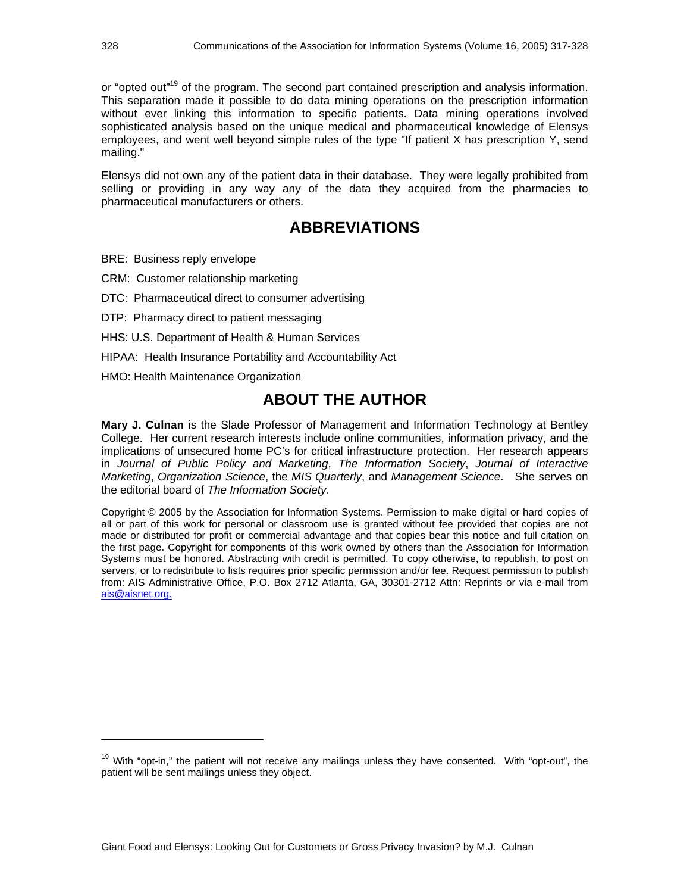or "opted out"[19] of the program. The second part contained prescription and analysis information. This separation made it possible to do data mining operations on the prescription information without ever linking this information to specific patients. Data mining operations involved sophisticated analysis based on the unique medical and pharmaceutical knowledge of Elensys employees, and went well beyond simple rules of the type "If patient X has prescription Y, send mailing."

Elensys did not own any of the patient data in their database. They were legally prohibited from selling or providing in any way any of the data they acquired from the pharmacies to pharmaceutical manufacturers or others.

## ABBREVIATIONS

BRE: Business reply envelope

CRM: Customer relationship marketing

DTC: Pharmaceutical direct to consumer advertising

DTP: Pharmacy direct to patient messaging

HHS: U.S. Department of Health & Human Services

HIPAA: Health Insurance Portability and Accountability Act

HMO: Health Maintenance Organization

## ABOUT THE AUTHOR

**Mary J. Culnan** is the Slade Professor of Management and Information Technology at Bentley College. Her current research interests include online communities, information privacy, and the implications of unsecured home PC's for critical infrastructure protection. Her research appears in *Journal of Public Policy and Marketing*, *The Information Society*, *Journal of Interactive Marketing*, *Organization Science*, the *MIS Quarterly*, and *Management Science*. She serves on the editorial board of *The Information Society*.

Copyright © 2005 by the Association for Information Systems. Permission to make digital or hard copies of all or part of this work for personal or classroom use is granted without fee provided that copies are not made or distributed for profit or commercial advantage and that copies bear this notice and full citation on the first page. Copyright for components of this work owned by others than the Association for Information Systems must be honored. Abstracting with credit is permitted. To copy otherwise, to republish, to post on servers, or to redistribute to lists requires prior specific permission and/or fee. Request permission to publish from: AIS Administrative Office, P.O. Box 2712 Atlanta, GA, 30301-2712 Attn: Reprints or via e-mail from ais@aisnet.org.

[19] With "opt-in," the patient will not receive any mailings unless they have consented. With "opt-out", the patient will be sent mailings unless they object.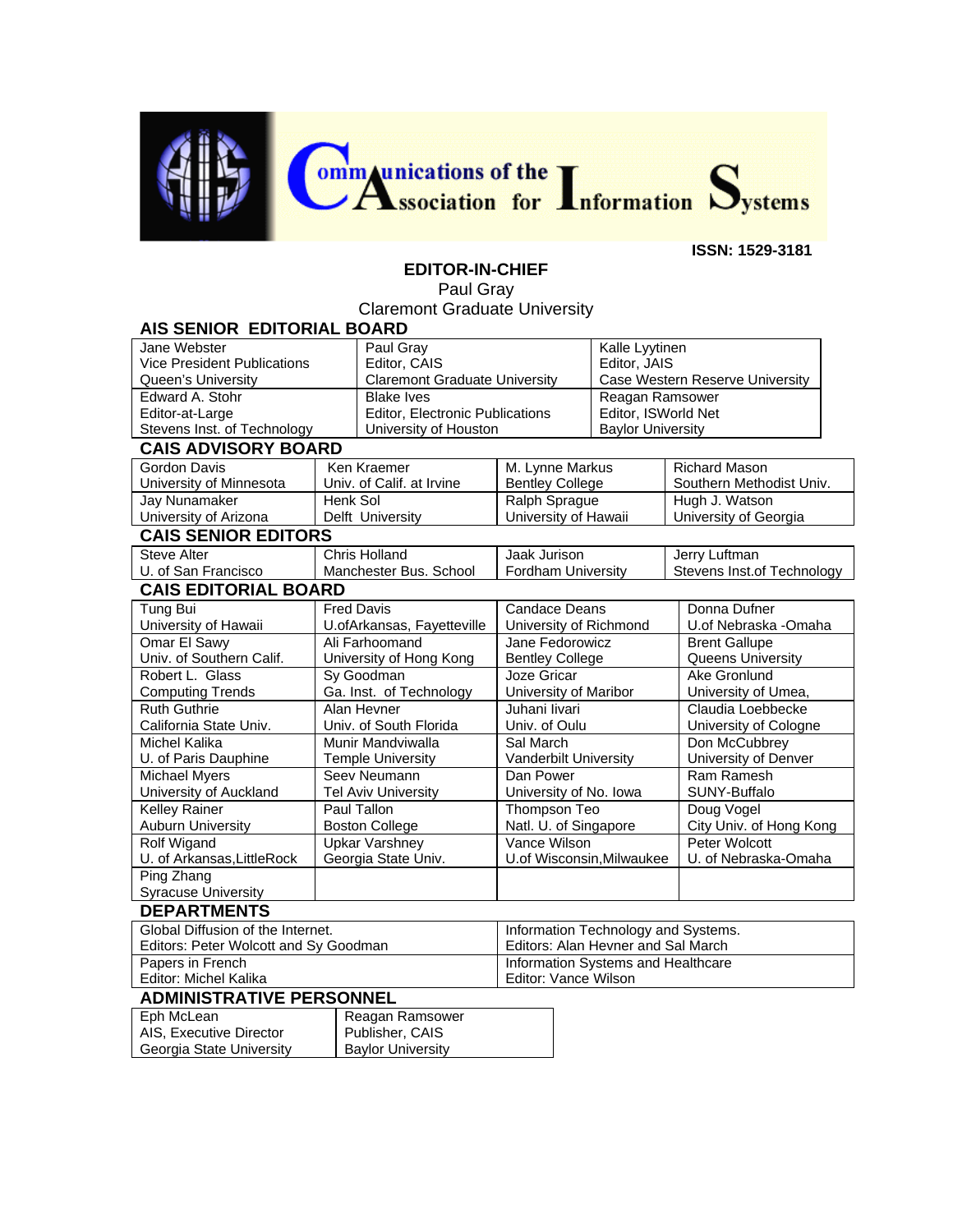# Communications of the Association for Information Systems

**ISSN: 1529-3181**

**EDITOR-IN-CHIEF**
Paul Gray
Claremont Graduate University

## AIS SENIOR EDITORIAL BOARD

| | | |
|---|---|---|
| Jane Webster<br>Vice President Publications<br>Queen's University | Paul Gray<br>Editor, CAIS<br>Claremont Graduate University | Kalle Lyytinen<br>Editor, JAIS<br>Case Western Reserve University |
| Edward A. Stohr<br>Editor-at-Large<br>Stevens Inst. of Technology | Blake Ives<br>Editor, Electronic Publications<br>University of Houston | Reagan Ramsower<br>Editor, ISWorld Net<br>Baylor University |

## CAIS ADVISORY BOARD

| | | | |
|---|---|---|---|
| Gordon Davis<br>University of Minnesota | Ken Kraemer<br>Univ. of Calif. at Irvine | M. Lynne Markus<br>Bentley College | Richard Mason<br>Southern Methodist Univ. |
| Jay Nunamaker<br>University of Arizona | Henk Sol<br>Delft University | Ralph Sprague<br>University of Hawaii | Hugh J. Watson<br>University of Georgia |

## CAIS SENIOR EDITORS

| | | | |
|---|---|---|---|
| Steve Alter<br>U. of San Francisco | Chris Holland<br>Manchester Bus. School | Jaak Jurison<br>Fordham University | Jerry Luftman<br>Stevens Inst.of Technology |

## CAIS EDITORIAL BOARD

| | | | |
|---|---|---|---|
| Tung Bui<br>University of Hawaii | Fred Davis<br>U.ofArkansas, Fayetteville | Candace Deans<br>University of Richmond | Donna Dufner<br>U.of Nebraska -Omaha |
| Omar El Sawy<br>Univ. of Southern Calif. | Ali Farhoomand<br>University of Hong Kong | Jane Fedorowicz<br>Bentley College | Brent Gallupe<br>Queens University |
| Robert L. Glass<br>Computing Trends | Sy Goodman<br>Ga. Inst. of Technology | Joze Gricar<br>University of Maribor | Ake Gronlund<br>University of Umea, |
| Ruth Guthrie<br>California State Univ. | Alan Hevner<br>Univ. of South Florida | Juhani Iivari<br>Univ. of Oulu | Claudia Loebbecke<br>University of Cologne |
| Michel Kalika<br>U. of Paris Dauphine | Munir Mandviwalla<br>Temple University | Sal March<br>Vanderbilt University | Don McCubbrey<br>University of Denver |
| Michael Myers<br>University of Auckland | Seev Neumann<br>Tel Aviv University | Dan Power<br>University of No. Iowa | Ram Ramesh<br>SUNY-Buffalo |
| Kelley Rainer<br>Auburn University | Paul Tallon<br>Boston College | Thompson Teo<br>Natl. U. of Singapore | Doug Vogel<br>City Univ. of Hong Kong |
| Rolf Wigand<br>U. of Arkansas,LittleRock | Upkar Varshney<br>Georgia State Univ. | Vance Wilson<br>U.of Wisconsin,Milwaukee | Peter Wolcott<br>U. of Nebraska-Omaha |
| Ping Zhang<br>Syracuse University | | | |

## DEPARTMENTS

| | |
|---|---|
| Global Diffusion of the Internet.<br>Editors: Peter Wolcott and Sy Goodman | Information Technology and Systems.<br>Editors: Alan Hevner and Sal March |
| Papers in French<br>Editor: Michel Kalika | Information Systems and Healthcare<br>Editor: Vance Wilson |

## ADMINISTRATIVE PERSONNEL

| | |
|---|---|
| Eph McLean<br>AIS, Executive Director<br>Georgia State University | Reagan Ramsower<br>Publisher, CAIS<br>Baylor University |